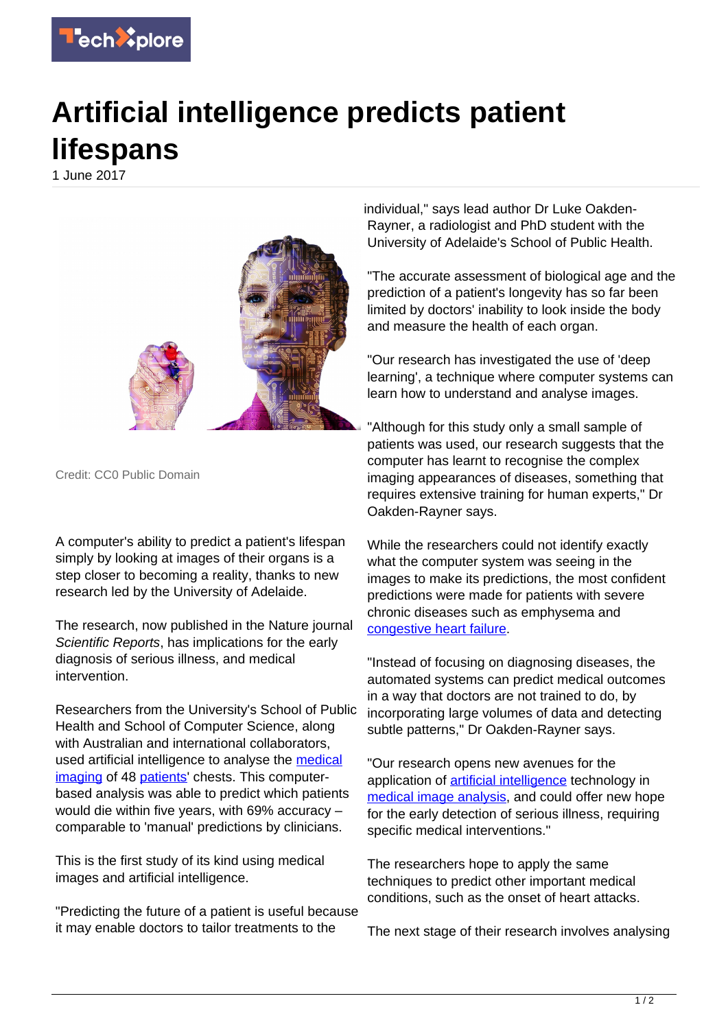# Artificial intelligence predicts patient lifespans

1 June 2017

Credit: CC0 Public Domain

A computer's ability to predict a patient's lifespan simply by looking at images of their organs is a step closer to becoming a reality, thanks to new research led by the University of Adelaide.

The research, now published in the Nature journal *Scientific Reports*, has implications for the early diagnosis of serious illness, and medical intervention.

Researchers from the University's School of Public Health and School of Computer Science, along with Australian and international collaborators, used artificial intelligence to analyse the medical imaging of 48 patients' chests. This computer-based analysis was able to predict which patients would die within five years, with 69% accuracy – comparable to 'manual' predictions by clinicians.

This is the first study of its kind using medical images and artificial intelligence.

"Predicting the future of a patient is useful because it may enable doctors to tailor treatments to the individual," says lead author Dr Luke Oakden-Rayner, a radiologist and PhD student with the University of Adelaide's School of Public Health.

"The accurate assessment of biological age and the prediction of a patient's longevity has so far been limited by doctors' inability to look inside the body and measure the health of each organ.

"Our research has investigated the use of 'deep learning', a technique where computer systems can learn how to understand and analyse images.

"Although for this study only a small sample of patients was used, our research suggests that the computer has learnt to recognise the complex imaging appearances of diseases, something that requires extensive training for human experts," Dr Oakden-Rayner says.

While the researchers could not identify exactly what the computer system was seeing in the images to make its predictions, the most confident predictions were made for patients with severe chronic diseases such as emphysema and congestive heart failure.

"Instead of focusing on diagnosing diseases, the automated systems can predict medical outcomes in a way that doctors are not trained to do, by incorporating large volumes of data and detecting subtle patterns," Dr Oakden-Rayner says.

"Our research opens new avenues for the application of artificial intelligence technology in medical image analysis, and could offer new hope for the early detection of serious illness, requiring specific medical interventions."

The researchers hope to apply the same techniques to predict other important medical conditions, such as the onset of heart attacks.

The next stage of their research involves analysing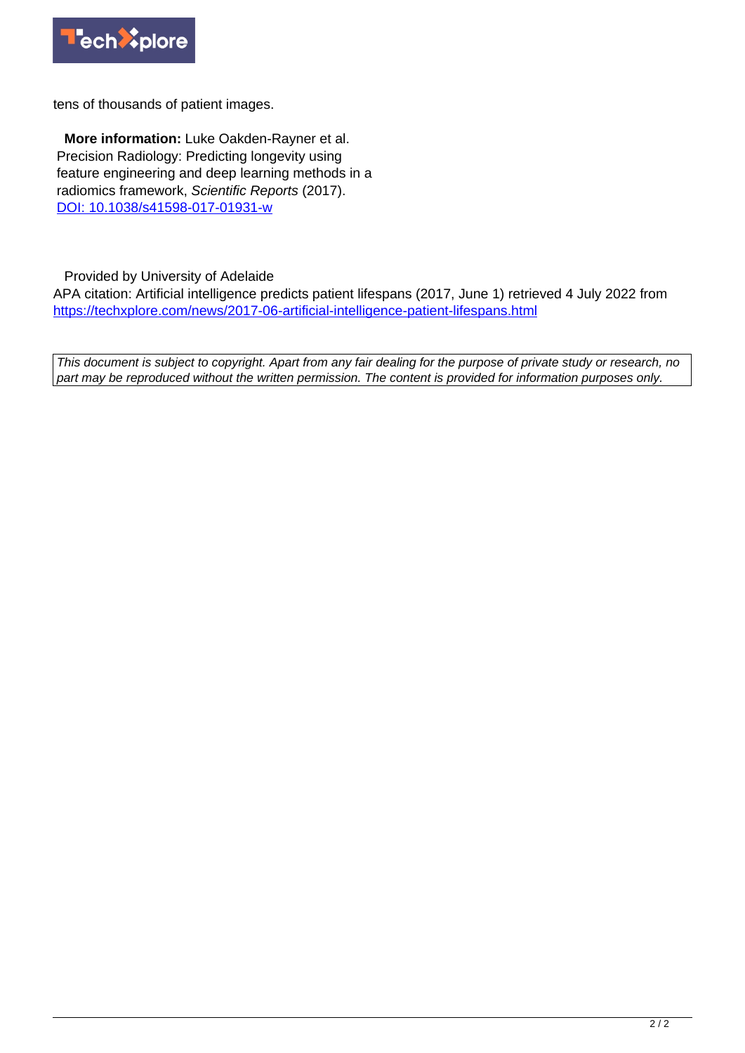tens of thousands of patient images.

**More information:** Luke Oakden-Rayner et al. Precision Radiology: Predicting longevity using feature engineering and deep learning methods in a radiomics framework, *Scientific Reports* (2017). DOI: 10.1038/s41598-017-01931-w

Provided by University of Adelaide

APA citation: Artificial intelligence predicts patient lifespans (2017, June 1) retrieved 4 July 2022 from https://techxplore.com/news/2017-06-artificial-intelligence-patient-lifespans.html

*This document is subject to copyright. Apart from any fair dealing for the purpose of private study or research, no part may be reproduced without the written permission. The content is provided for information purposes only.*